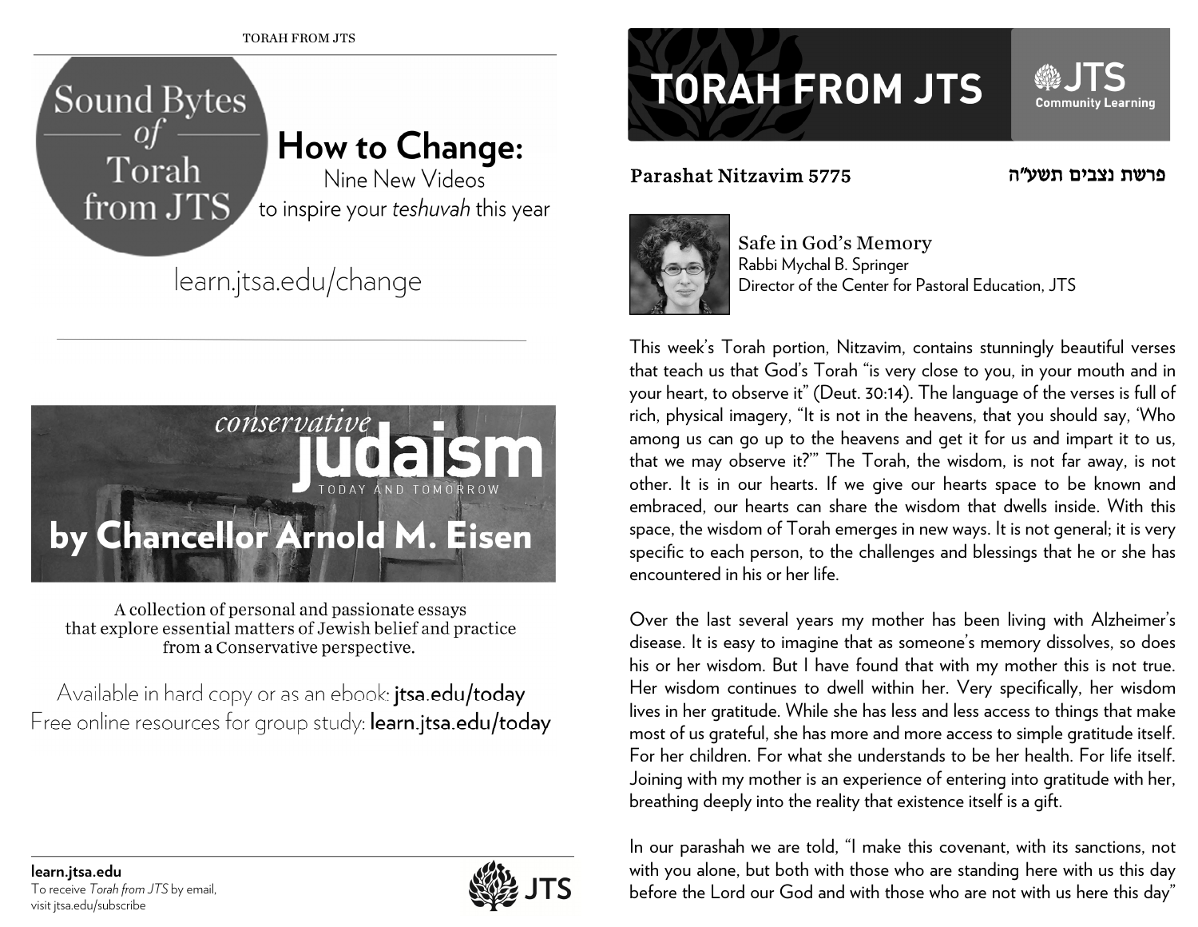# TORAH FROM JTS

JTS Community Learning

**Parashat Nitzavim 5775** פרשת נצבים תשע"ה

## Safe in God's Memory

Rabbi Mychal B. Springer
Director of the Center for Pastoral Education, JTS

This week's Torah portion, Nitzavim, contains stunningly beautiful verses that teach us that God's Torah "is very close to you, in your mouth and in your heart, to observe it" (Deut. 30:14). The language of the verses is full of rich, physical imagery, "It is not in the heavens, that you should say, 'Who among us can go up to the heavens and get it for us and impart it to us, that we may observe it?'" The Torah, the wisdom, is not far away, is not other. It is in our hearts. If we give our hearts space to be known and embraced, our hearts can share the wisdom that dwells inside. With this space, the wisdom of Torah emerges in new ways. It is not general; it is very specific to each person, to the challenges and blessings that he or she has encountered in his or her life.

Over the last several years my mother has been living with Alzheimer's disease. It is easy to imagine that as someone's memory dissolves, so does his or her wisdom. But I have found that with my mother this is not true. Her wisdom continues to dwell within her. Very specifically, her wisdom lives in her gratitude. While she has less and less access to things that make most of us grateful, she has more and more access to simple gratitude itself. For her children. For what she understands to be her health. For life itself. Joining with my mother is an experience of entering into gratitude with her, breathing deeply into the reality that existence itself is a gift.

In our parashah we are told, "I make this covenant, with its sanctions, not with you alone, but both with those who are standing here with us this day before the Lord our God and with those who are not with us here this day"

---

Sound Bytes of Torah from JTS

**How to Change:**
Nine New Videos
to inspire your *teshuvah* this year

learn.jtsa.edu/change

---

conservative **judaism**
TODAY AND TOMORROW

**by Chancellor Arnold M. Eisen**

A collection of personal and passionate essays that explore essential matters of Jewish belief and practice from a Conservative perspective.

Available in hard copy or as an ebook: **jtsa.edu/today**
Free online resources for group study: **learn.jtsa.edu/today**

---

**learn.jtsa.edu**
To receive *Torah from JTS* by email, visit jtsa.edu/subscribe

JTS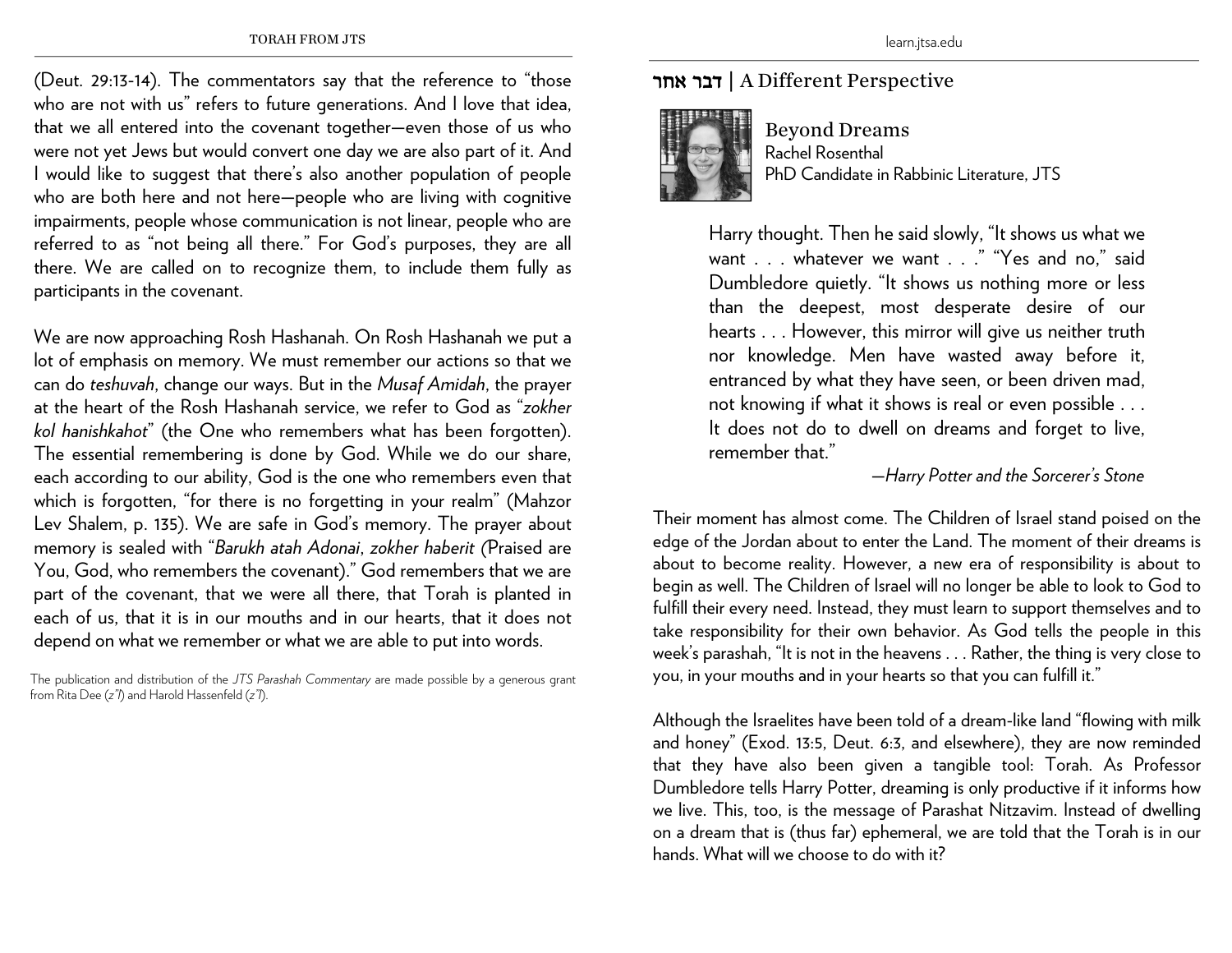(Deut. 29:13-14). The commentators say that the reference to "those who are not with us" refers to future generations. And I love that idea, that we all entered into the covenant together—even those of us who were not yet Jews but would convert one day we are also part of it. And I would like to suggest that there's also another population of people who are both here and not here—people who are living with cognitive impairments, people whose communication is not linear, people who are referred to as "not being all there." For God's purposes, they are all there. We are called on to recognize them, to include them fully as participants in the covenant.

We are now approaching Rosh Hashanah. On Rosh Hashanah we put a lot of emphasis on memory. We must remember our actions so that we can do *teshuvah*, change our ways. But in the *Musaf Amidah*, the prayer at the heart of the Rosh Hashanah service, we refer to God as "*zokher kol hanishkahot*" (the One who remembers what has been forgotten). The essential remembering is done by God. While we do our share, each according to our ability, God is the one who remembers even that which is forgotten, "for there is no forgetting in your realm" (Mahzor Lev Shalem, p. 135). We are safe in God's memory. The prayer about memory is sealed with "*Barukh atah Adonai*, *zokher haberit* (Praised are You, God, who remembers the covenant)." God remembers that we are part of the covenant, that we were all there, that Torah is planted in each of us, that it is in our mouths and in our hearts, that it does not depend on what we remember or what we are able to put into words.

The publication and distribution of the *JTS Parashah Commentary* are made possible by a generous grant from Rita Dee (*z"l*) and Harold Hassenfeld (*z"l*).

## דבר אחר | A Different Perspective

### Beyond Dreams

Rachel Rosenthal
PhD Candidate in Rabbinic Literature, JTS

> Harry thought. Then he said slowly, "It shows us what we want . . . whatever we want . . ." "Yes and no," said Dumbledore quietly. "It shows us nothing more or less than the deepest, most desperate desire of our hearts . . . However, this mirror will give us neither truth nor knowledge. Men have wasted away before it, entranced by what they have seen, or been driven mad, not knowing if what it shows is real or even possible . . . It does not do to dwell on dreams and forget to live, remember that."
>
> —*Harry Potter and the Sorcerer's Stone*

Their moment has almost come. The Children of Israel stand poised on the edge of the Jordan about to enter the Land. The moment of their dreams is about to become reality. However, a new era of responsibility is about to begin as well. The Children of Israel will no longer be able to look to God to fulfill their every need. Instead, they must learn to support themselves and to take responsibility for their own behavior. As God tells the people in this week's parashah, "It is not in the heavens . . . Rather, the thing is very close to you, in your mouths and in your hearts so that you can fulfill it."

Although the Israelites have been told of a dream-like land "flowing with milk and honey" (Exod. 13:5, Deut. 6:3, and elsewhere), they are now reminded that they have also been given a tangible tool: Torah. As Professor Dumbledore tells Harry Potter, dreaming is only productive if it informs how we live. This, too, is the message of Parashat Nitzavim. Instead of dwelling on a dream that is (thus far) ephemeral, we are told that the Torah is in our hands. What will we choose to do with it?